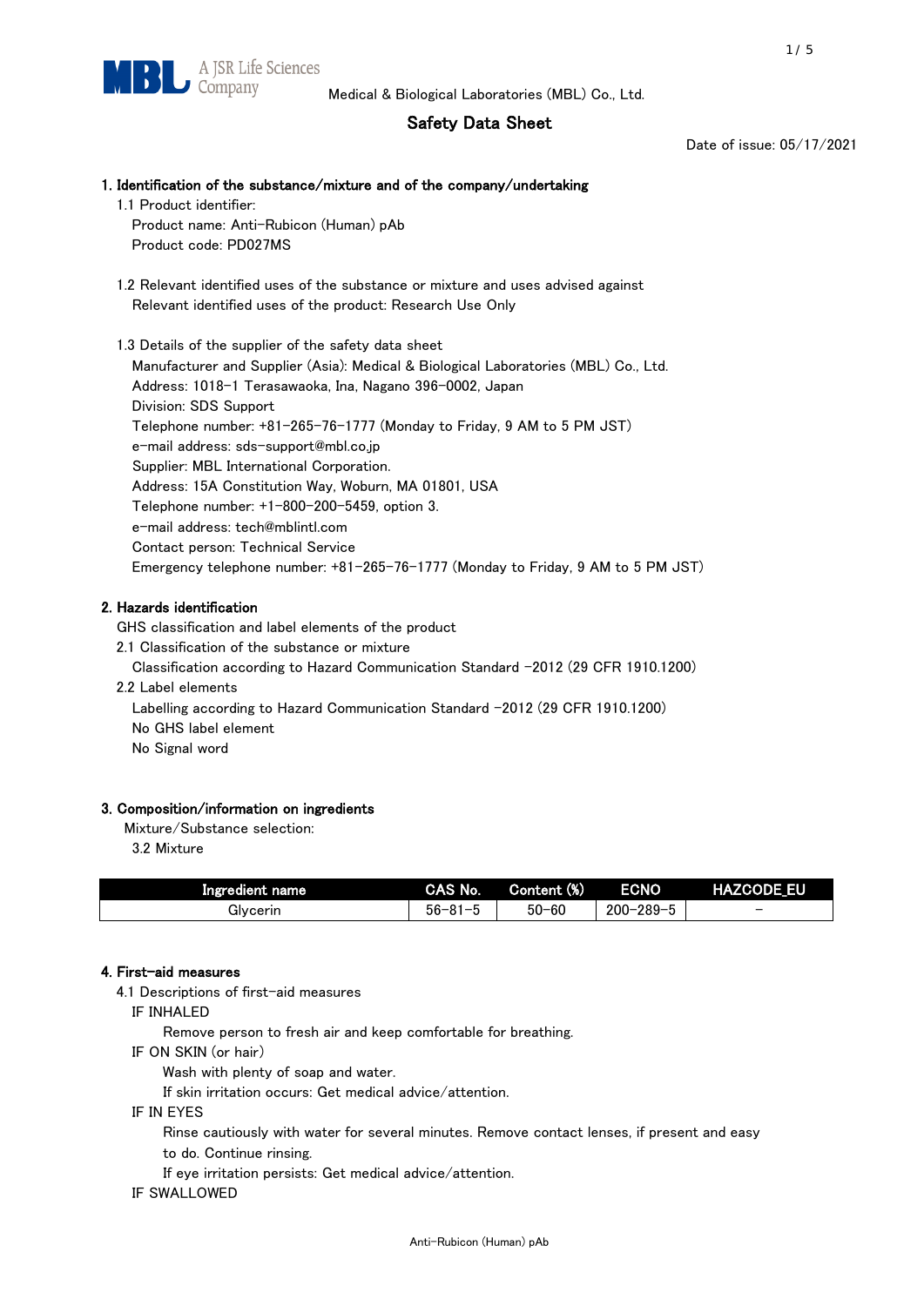Medical & Biological Laboratories (MBL) Co., Ltd.

# Safety Data Sheet

Date of issue: 05/17/2021

## 1. Identification of the substance/mixture and of the company/undertaking

1.1 Product identifier:

Product name: Anti-Rubicon (Human) pAb

Product code: PD027MS

1.2 Relevant identified uses of the substance or mixture and uses advised against

Relevant identified uses of the product: Research Use Only

1.3 Details of the supplier of the safety data sheet

Manufacturer and Supplier (Asia): Medical & Biological Laboratories (MBL) Co., Ltd.

Address: 1018-1 Terasawaoka, Ina, Nagano 396-0002, Japan

Division: SDS Support

Telephone number: +81-265-76-1777 (Monday to Friday, 9 AM to 5 PM JST)

e-mail address: sds-support@mbl.co.jp

Supplier: MBL International Corporation.

Address: 15A Constitution Way, Woburn, MA 01801, USA

Telephone number: +1-800-200-5459, option 3.

e-mail address: tech@mblintl.com

Contact person: Technical Service

Emergency telephone number: +81-265-76-1777 (Monday to Friday, 9 AM to 5 PM JST)

## 2. Hazards identification

GHS classification and label elements of the product

2.1 Classification of the substance or mixture

Classification according to Hazard Communication Standard -2012 (29 CFR 1910.1200)

2.2 Label elements

Labelling according to Hazard Communication Standard -2012 (29 CFR 1910.1200)

No GHS label element

No Signal word

## 3. Composition/information on ingredients

Mixture/Substance selection:

3.2 Mixture

| Ingredient name | CAS No. | Content (%) | ECNO | HAZCODE_EU |
|---|---|---|---|---|
| Glycerin | 56-81-5 | 50-60 | 200-289-5 | - |

## 4. First-aid measures

4.1 Descriptions of first-aid measures

IF INHALED

Remove person to fresh air and keep comfortable for breathing.

IF ON SKIN (or hair)

Wash with plenty of soap and water.

If skin irritation occurs: Get medical advice/attention.

IF IN EYES

Rinse cautiously with water for several minutes. Remove contact lenses, if present and easy to do. Continue rinsing.

If eye irritation persists: Get medical advice/attention.

IF SWALLOWED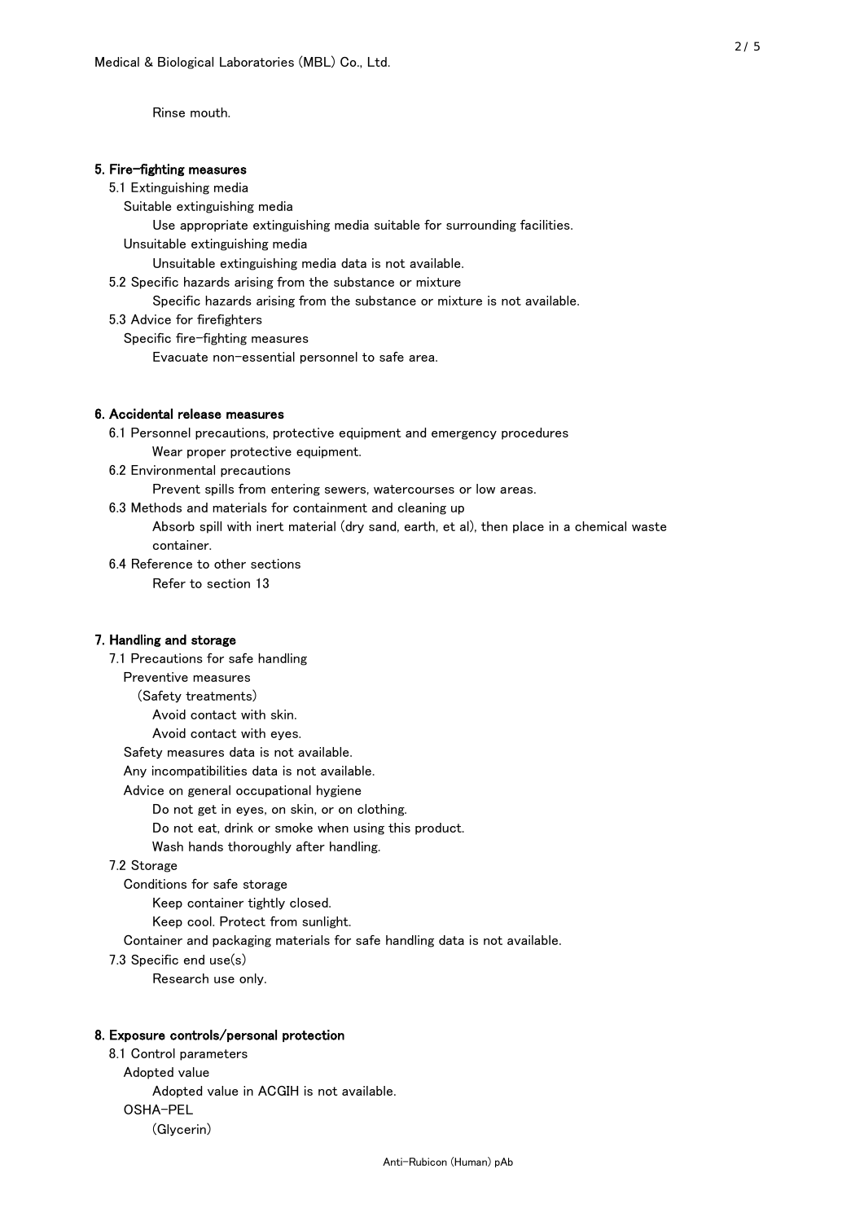Rinse mouth.

## 5. Fire-fighting measures

5.1 Extinguishing media

Suitable extinguishing media

Use appropriate extinguishing media suitable for surrounding facilities.

Unsuitable extinguishing media

Unsuitable extinguishing media data is not available.

5.2 Specific hazards arising from the substance or mixture

Specific hazards arising from the substance or mixture is not available.

5.3 Advice for firefighters

Specific fire-fighting measures

Evacuate non-essential personnel to safe area.

## 6. Accidental release measures

6.1 Personnel precautions, protective equipment and emergency procedures

Wear proper protective equipment.

6.2 Environmental precautions

Prevent spills from entering sewers, watercourses or low areas.

6.3 Methods and materials for containment and cleaning up

Absorb spill with inert material (dry sand, earth, et al), then place in a chemical waste container.

6.4 Reference to other sections

Refer to section 13

## 7. Handling and storage

7.1 Precautions for safe handling

Preventive measures

(Safety treatments)

Avoid contact with skin.

Avoid contact with eyes.

Safety measures data is not available.

Any incompatibilities data is not available.

Advice on general occupational hygiene

Do not get in eyes, on skin, or on clothing.

Do not eat, drink or smoke when using this product.

Wash hands thoroughly after handling.

7.2 Storage

Conditions for safe storage

Keep container tightly closed.

Keep cool. Protect from sunlight.

Container and packaging materials for safe handling data is not available.

7.3 Specific end use(s)

Research use only.

## 8. Exposure controls/personal protection

8.1 Control parameters

Adopted value

Adopted value in ACGIH is not available.

OSHA-PEL

(Glycerin)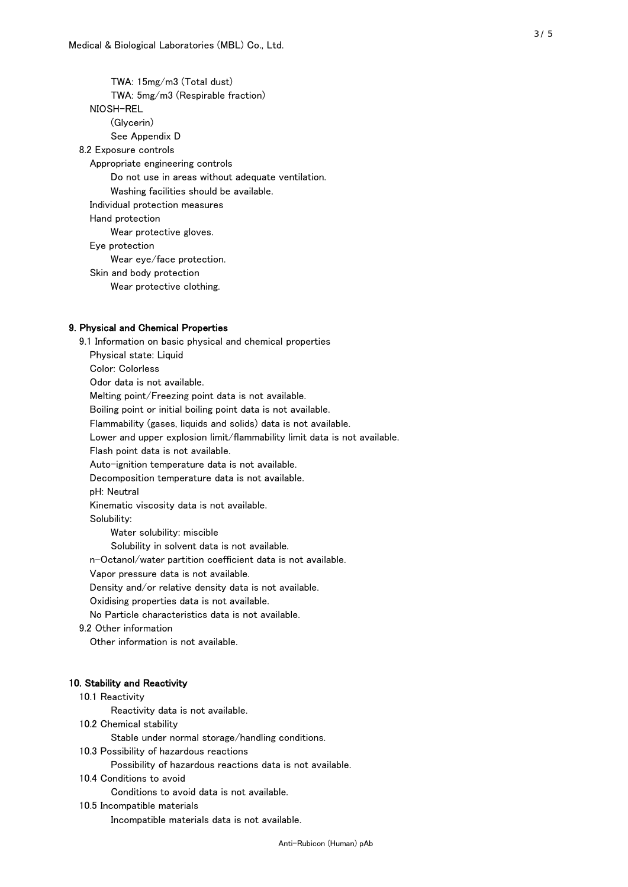TWA: 15mg/m3 (Total dust)

TWA: 5mg/m3 (Respirable fraction)

NIOSH-REL

(Glycerin)

See Appendix D

8.2 Exposure controls

Appropriate engineering controls

Do not use in areas without adequate ventilation.

Washing facilities should be available.

Individual protection measures

Hand protection

Wear protective gloves.

Eye protection

Wear eye/face protection.

Skin and body protection

Wear protective clothing.

## 9. Physical and Chemical Properties

9.1 Information on basic physical and chemical properties

Physical state: Liquid

Color: Colorless

Odor data is not available.

Melting point/Freezing point data is not available.

Boiling point or initial boiling point data is not available.

Flammability (gases, liquids and solids) data is not available.

Lower and upper explosion limit/flammability limit data is not available.

Flash point data is not available.

Auto-ignition temperature data is not available.

Decomposition temperature data is not available.

pH: Neutral

Kinematic viscosity data is not available.

Solubility:

Water solubility: miscible

Solubility in solvent data is not available.

n-Octanol/water partition coefficient data is not available.

Vapor pressure data is not available.

Density and/or relative density data is not available.

Oxidising properties data is not available.

No Particle characteristics data is not available.

9.2 Other information

Other information is not available.

## 10. Stability and Reactivity

10.1 Reactivity

Reactivity data is not available.

10.2 Chemical stability

Stable under normal storage/handling conditions.

10.3 Possibility of hazardous reactions

Possibility of hazardous reactions data is not available.

10.4 Conditions to avoid

Conditions to avoid data is not available.

10.5 Incompatible materials

Incompatible materials data is not available.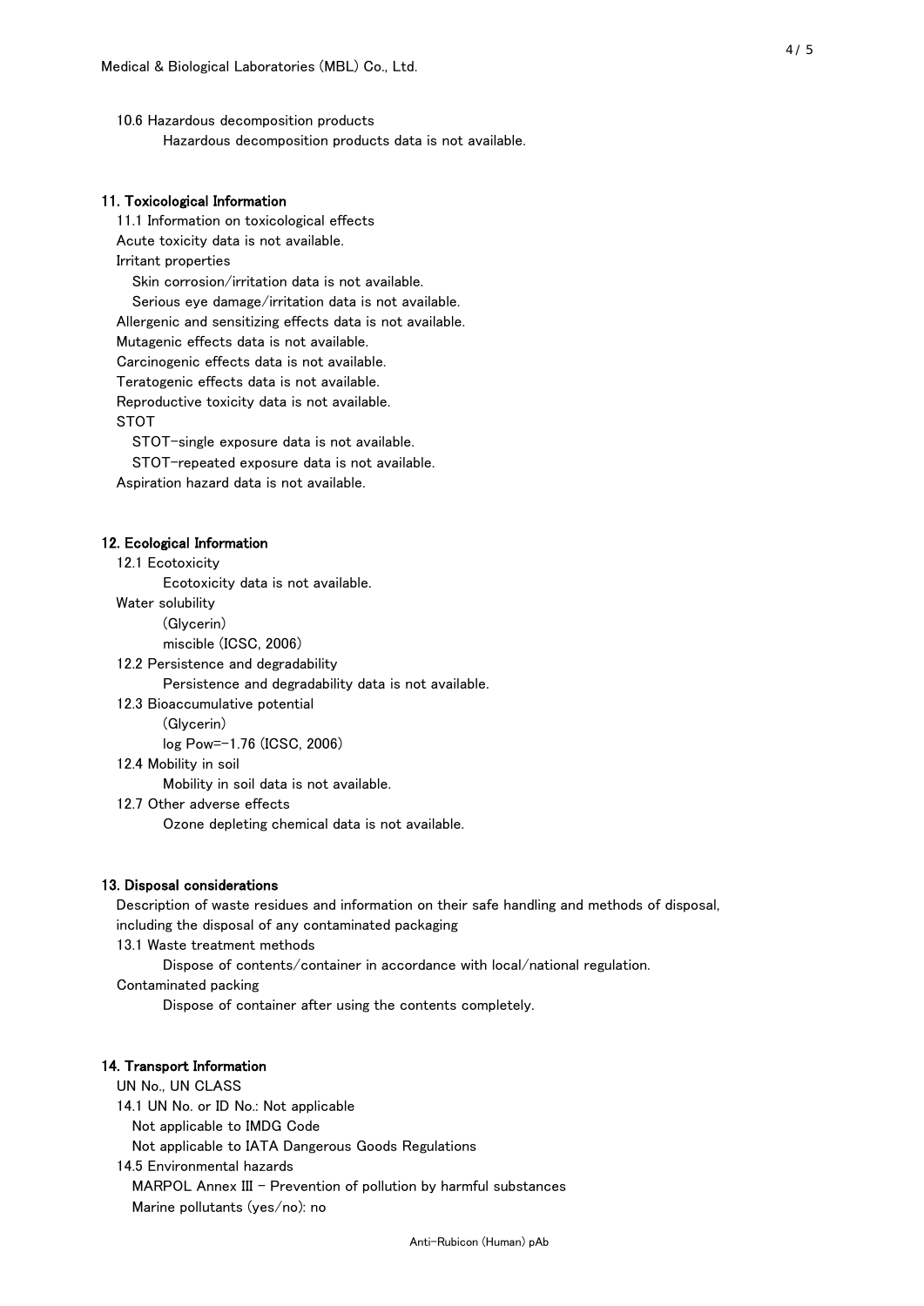10.6 Hazardous decomposition products

Hazardous decomposition products data is not available.

## 11. Toxicological Information

11.1 Information on toxicological effects

Acute toxicity data is not available.

Irritant properties

Skin corrosion/irritation data is not available.

Serious eye damage/irritation data is not available.

Allergenic and sensitizing effects data is not available.

Mutagenic effects data is not available.

Carcinogenic effects data is not available.

Teratogenic effects data is not available.

Reproductive toxicity data is not available.

STOT

STOT-single exposure data is not available.

STOT-repeated exposure data is not available.

Aspiration hazard data is not available.

## 12. Ecological Information

12.1 Ecotoxicity

Ecotoxicity data is not available.

Water solubility

(Glycerin)

miscible (ICSC, 2006)

12.2 Persistence and degradability

Persistence and degradability data is not available.

12.3 Bioaccumulative potential

(Glycerin)

log Pow=-1.76 (ICSC, 2006)

12.4 Mobility in soil

Mobility in soil data is not available.

12.7 Other adverse effects

Ozone depleting chemical data is not available.

## 13. Disposal considerations

Description of waste residues and information on their safe handling and methods of disposal, including the disposal of any contaminated packaging

13.1 Waste treatment methods

Dispose of contents/container in accordance with local/national regulation.

Contaminated packing

Dispose of container after using the contents completely.

## 14. Transport Information

UN No., UN CLASS

14.1 UN No. or ID No.: Not applicable

Not applicable to IMDG Code

Not applicable to IATA Dangerous Goods Regulations

14.5 Environmental hazards

MARPOL Annex III - Prevention of pollution by harmful substances

Marine pollutants (yes/no): no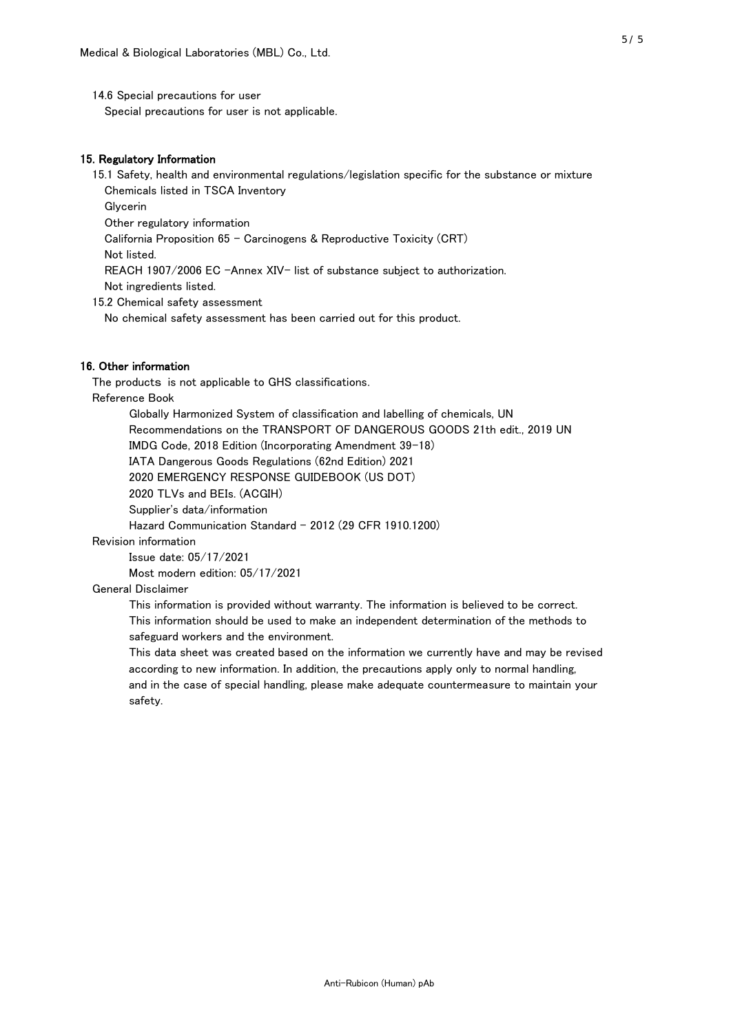14.6 Special precautions for user

Special precautions for user is not applicable.

## 15. Regulatory Information

15.1 Safety, health and environmental regulations/legislation specific for the substance or mixture

Chemicals listed in TSCA Inventory

Glycerin

Other regulatory information

California Proposition 65 - Carcinogens & Reproductive Toxicity (CRT)

Not listed.

REACH 1907/2006 EC -Annex XIV- list of substance subject to authorization.

Not ingredients listed.

15.2 Chemical safety assessment

No chemical safety assessment has been carried out for this product.

## 16. Other information

The products is not applicable to GHS classifications.

Reference Book

Globally Harmonized System of classification and labelling of chemicals, UN
Recommendations on the TRANSPORT OF DANGEROUS GOODS 21th edit., 2019 UN
IMDG Code, 2018 Edition (Incorporating Amendment 39-18)
IATA Dangerous Goods Regulations (62nd Edition) 2021
2020 EMERGENCY RESPONSE GUIDEBOOK (US DOT)
2020 TLVs and BEIs. (ACGIH)
Supplier's data/information
Hazard Communication Standard - 2012 (29 CFR 1910.1200)

Revision information

Issue date: 05/17/2021
Most modern edition: 05/17/2021

General Disclaimer

This information is provided without warranty. The information is believed to be correct. This information should be used to make an independent determination of the methods to safeguard workers and the environment.

This data sheet was created based on the information we currently have and may be revised according to new information. In addition, the precautions apply only to normal handling, and in the case of special handling, please make adequate countermeasure to maintain your safety.